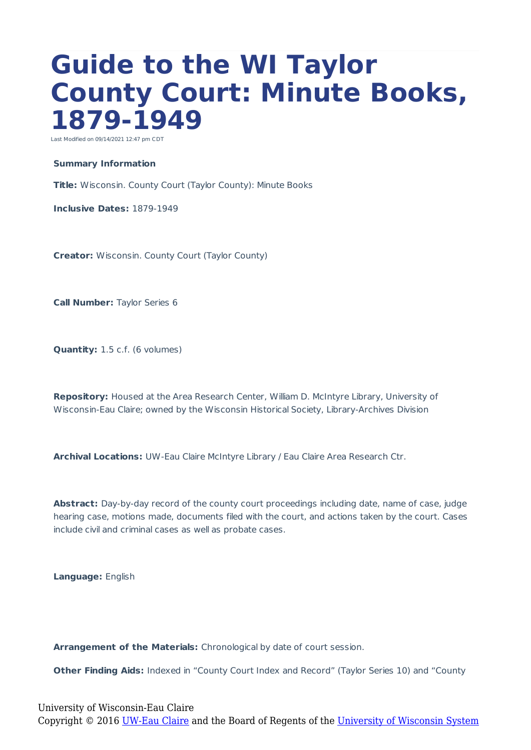# Guide to the WI Taylor County Court: Minute Books, 1879-1949

Last Modified on 09/14/2021 12:47 pm CDT

**Summary Information**

**Title:** Wisconsin. County Court (Taylor County): Minute Books

**Inclusive Dates:** 1879-1949

**Creator:** Wisconsin. County Court (Taylor County)

**Call Number:** Taylor Series 6

**Quantity:** 1.5 c.f. (6 volumes)

**Repository:** Housed at the Area Research Center, William D. McIntyre Library, University of Wisconsin-Eau Claire; owned by the Wisconsin Historical Society, Library-Archives Division

**Archival Locations:** UW-Eau Claire McIntyre Library / Eau Claire Area Research Ctr.

**Abstract:** Day-by-day record of the county court proceedings including date, name of case, judge hearing case, motions made, documents filed with the court, and actions taken by the court. Cases include civil and criminal cases as well as probate cases.

**Language:** English

**Arrangement of the Materials:** Chronological by date of court session.

**Other Finding Aids:** Indexed in "County Court Index and Record" (Taylor Series 10) and "County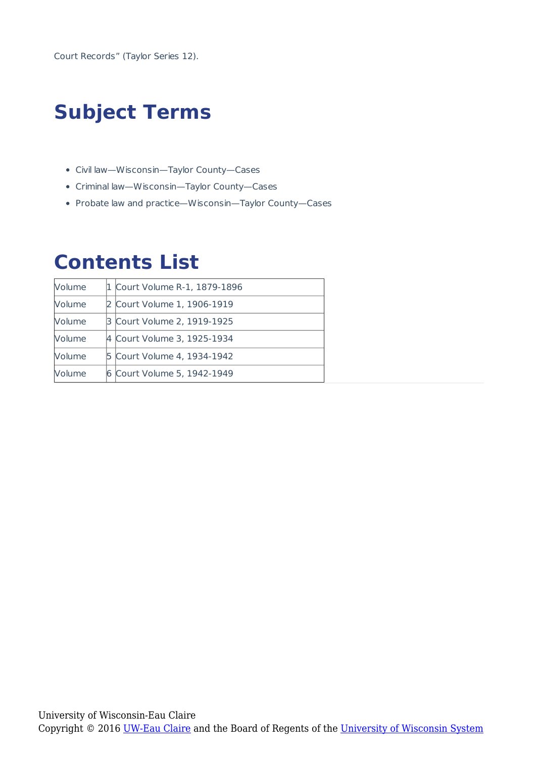Court Records” (Taylor Series 12).

## Subject Terms

- Civil law—Wisconsin—Taylor County—Cases
- Criminal law—Wisconsin—Taylor County—Cases
- Probate law and practice—Wisconsin—Taylor County—Cases

## Contents List

| | | |
|---|---|---|
| Volume | 1 | Court Volume R-1, 1879-1896 |
| Volume | 2 | Court Volume 1, 1906-1919 |
| Volume | 3 | Court Volume 2, 1919-1925 |
| Volume | 4 | Court Volume 3, 1925-1934 |
| Volume | 5 | Court Volume 4, 1934-1942 |
| Volume | 6 | Court Volume 5, 1942-1949 |

University of Wisconsin-Eau Claire
Copyright © 2016 UW-Eau Claire and the Board of Regents of the University of Wisconsin System